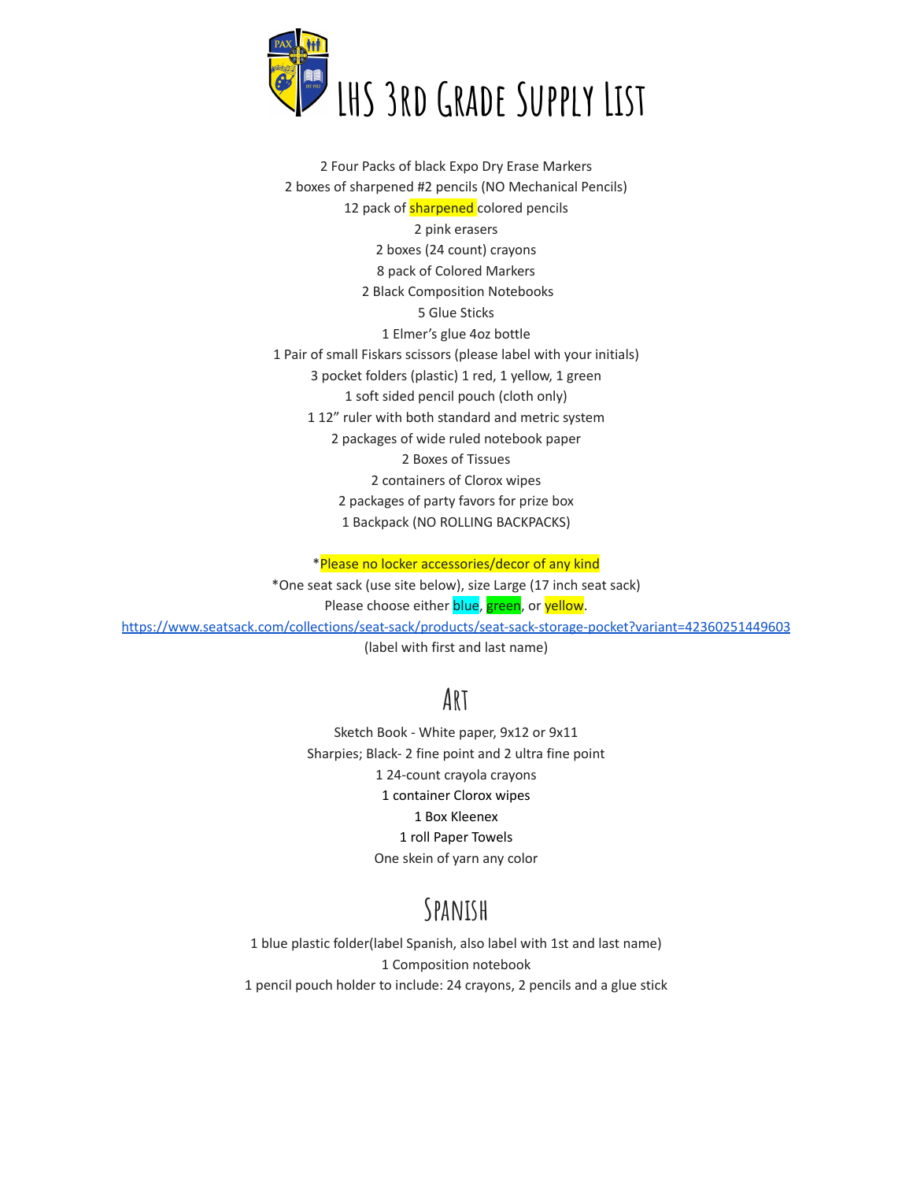# LHS 3rd Grade Supply List

2 Four Packs of black Expo Dry Erase Markers
2 boxes of sharpened #2 pencils (NO Mechanical Pencils)
12 pack of sharpened colored pencils
2 pink erasers
2 boxes (24 count) crayons
8 pack of Colored Markers
2 Black Composition Notebooks
5 Glue Sticks
1 Elmer's glue 4oz bottle
1 Pair of small Fiskars scissors (please label with your initials)
3 pocket folders (plastic) 1 red, 1 yellow, 1 green
1 soft sided pencil pouch (cloth only)
1 12" ruler with both standard and metric system
2 packages of wide ruled notebook paper
2 Boxes of Tissues
2 containers of Clorox wipes
2 packages of party favors for prize box
1 Backpack (NO ROLLING BACKPACKS)

*Please no locker accessories/decor of any kind
*One seat sack (use site below), size Large (17 inch seat sack)
Please choose either blue, green, or yellow.
https://www.seatsack.com/collections/seat-sack/products/seat-sack-storage-pocket?variant=42360251449603
(label with first and last name)

## Art

Sketch Book - White paper, 9x12 or 9x11
Sharpies; Black- 2 fine point and 2 ultra fine point
1 24-count crayola crayons
1 container Clorox wipes
1 Box Kleenex
1 roll Paper Towels
One skein of yarn any color

## Spanish

1 blue plastic folder(label Spanish, also label with 1st and last name)
1 Composition notebook
1 pencil pouch holder to include: 24 crayons, 2 pencils and a glue stick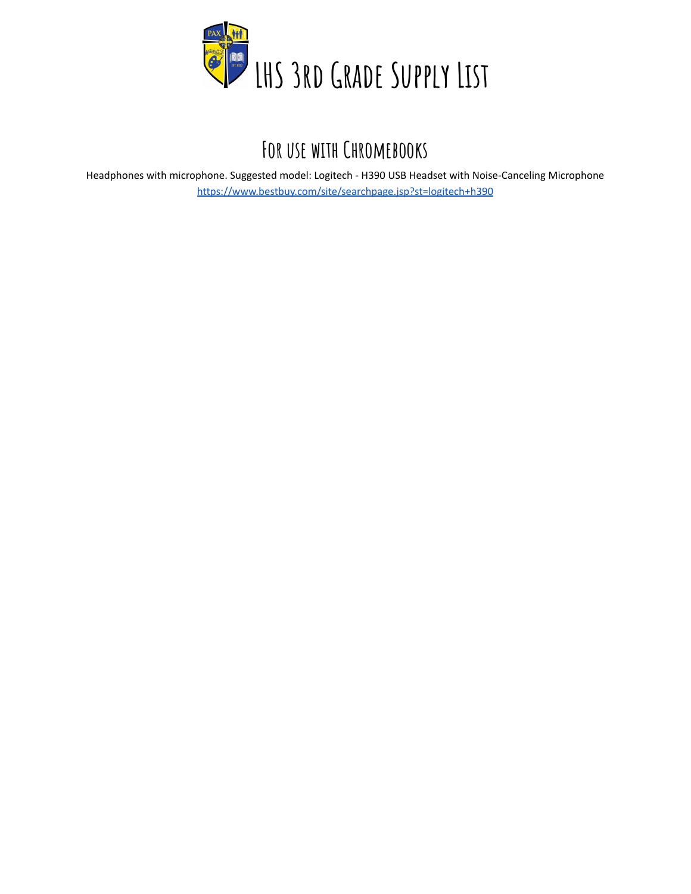# LHS 3rd Grade Supply List

## For use with Chromebooks

Headphones with microphone. Suggested model: Logitech - H390 USB Headset with Noise-Canceling Microphone
https://www.bestbuy.com/site/searchpage.jsp?st=logitech+h390